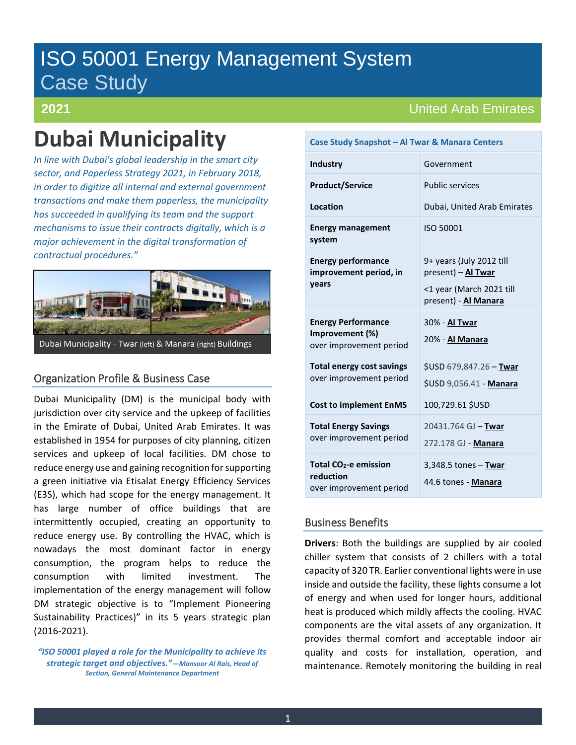# ISO 50001 Energy Management System Case Study

**2021** United Arab Emirates

# Dubai Municipality

*In line with Dubai's global leadership in the smart city sector, and Paperless Strategy 2021, in February 2018, in order to digitize all internal and external government transactions and make them paperless, the municipality has succeeded in qualifying its team and the support mechanisms to issue their contracts digitally, which is a major achievement in the digital transformation of contractual procedures."*

Dubai Municipality – Twar (left) & Manara (right) Buildings

## Organization Profile & Business Case

Dubai Municipality (DM) is the municipal body with jurisdiction over city service and the upkeep of facilities in the Emirate of Dubai, United Arab Emirates. It was established in 1954 for purposes of city planning, citizen services and upkeep of local facilities. DM chose to reduce energy use and gaining recognition for supporting a green initiative via Etisalat Energy Efficiency Services (E3S), which had scope for the energy management. It has large number of office buildings that are intermittently occupied, creating an opportunity to reduce energy use. By controlling the HVAC, which is nowadays the most dominant factor in energy consumption, the program helps to reduce the consumption with limited investment. The implementation of the energy management will follow DM strategic objective is to "Implement Pioneering Sustainability Practices)" in its 5 years strategic plan (2016-2021).

***"ISO 50001 played a role for the Municipality to achieve its strategic target and objectives."**—Mansoor Al Rais, Head of Section, General Maintenance Department*

| Case Study Snapshot – Al Twar & Manara Centers | |
|---|---|
| **Industry** | Government |
| **Product/Service** | Public services |
| **Location** | Dubai, United Arab Emirates |
| **Energy management system** | ISO 50001 |
| **Energy performance improvement period, in years** | 9+ years (July 2012 till present) – **Al Twar**<br>&lt;1 year (March 2021 till present) - **Al Manara** |
| **Energy Performance Improvement (%)** over improvement period | 30% - **Al Twar**<br>20% - **Al Manara** |
| **Total energy cost savings** over improvement period | $USD 679,847.26 – **Twar**<br>$USD 9,056.41 - **Manara** |
| **Cost to implement EnMS** | 100,729.61 $USD |
| **Total Energy Savings** over improvement period | 20431.764 GJ – **Twar**<br>272.178 GJ - **Manara** |
| **Total $CO_2$-e emission reduction** over improvement period | 3,348.5 tones – **Twar**<br>44.6 tones - **Manara** |

## Business Benefits

**Drivers**: Both the buildings are supplied by air cooled chiller system that consists of 2 chillers with a total capacity of 320 TR. Earlier conventional lights were in use inside and outside the facility, these lights consume a lot of energy and when used for longer hours, additional heat is produced which mildly affects the cooling. HVAC components are the vital assets of any organization. It provides thermal comfort and acceptable indoor air quality and costs for installation, operation, and maintenance. Remotely monitoring the building in real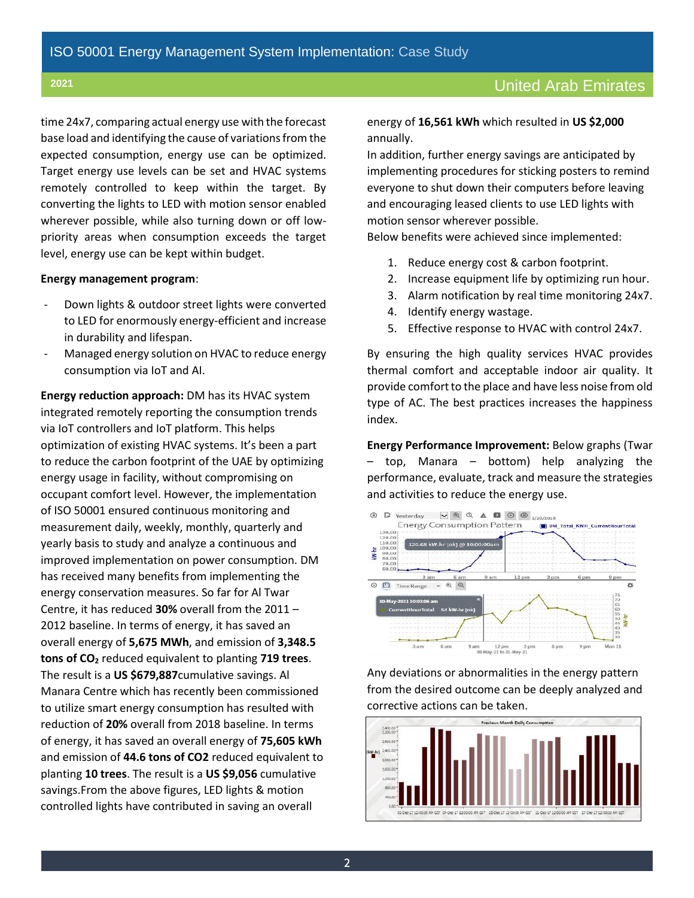time 24x7, comparing actual energy use with the forecast base load and identifying the cause of variations from the expected consumption, energy use can be optimized. Target energy use levels can be set and HVAC systems remotely controlled to keep within the target. By converting the lights to LED with motion sensor enabled wherever possible, while also turning down or off low-priority areas when consumption exceeds the target level, energy use can be kept within budget.

**Energy management program**:

- Down lights & outdoor street lights were converted to LED for enormously energy-efficient and increase in durability and lifespan.
- Managed energy solution on HVAC to reduce energy consumption via IoT and AI.

**Energy reduction approach:** DM has its HVAC system integrated remotely reporting the consumption trends via IoT controllers and IoT platform. This helps optimization of existing HVAC systems. It's been a part to reduce the carbon footprint of the UAE by optimizing energy usage in facility, without compromising on occupant comfort level. However, the implementation of ISO 50001 ensured continuous monitoring and measurement daily, weekly, monthly, quarterly and yearly basis to study and analyze a continuous and improved implementation on power consumption. DM has received many benefits from implementing the energy conservation measures. So far for Al Twar Centre, it has reduced **30%** overall from the 2011 – 2012 baseline. In terms of energy, it has saved an overall energy of **5,675 MWh**, and emission of **3,348.5 tons of $CO_2$** reduced equivalent to planting **719 trees**. The result is a **US $679,887**cumulative savings. Al Manara Centre which has recently been commissioned to utilize smart energy consumption has resulted with reduction of **20%** overall from 2018 baseline. In terms of energy, it has saved an overall energy of **75,605 kWh** and emission of **44.6 tons of CO2** reduced equivalent to planting **10 trees**. The result is a **US $9,056** cumulative savings.From the above figures, LED lights & motion controlled lights have contributed in saving an overall energy of **16,561 kWh** which resulted in **US $2,000** annually.

In addition, further energy savings are anticipated by implementing procedures for sticking posters to remind everyone to shut down their computers before leaving and encouraging leased clients to use LED lights with motion sensor wherever possible.

Below benefits were achieved since implemented:

1. Reduce energy cost & carbon footprint.
2. Increase equipment life by optimizing run hour.
3. Alarm notification by real time monitoring 24x7.
4. Identify energy wastage.
5. Effective response to HVAC with control 24x7.

By ensuring the high quality services HVAC provides thermal comfort and acceptable indoor air quality. It provide comfort to the place and have less noise from old type of AC. The best practices increases the happiness index.

**Energy Performance Improvement:** Below graphs (Twar – top, Manara – bottom) help analyzing the performance, evaluate, track and measure the strategies and activities to reduce the energy use.

Any deviations or abnormalities in the energy pattern from the desired outcome can be deeply analyzed and corrective actions can be taken.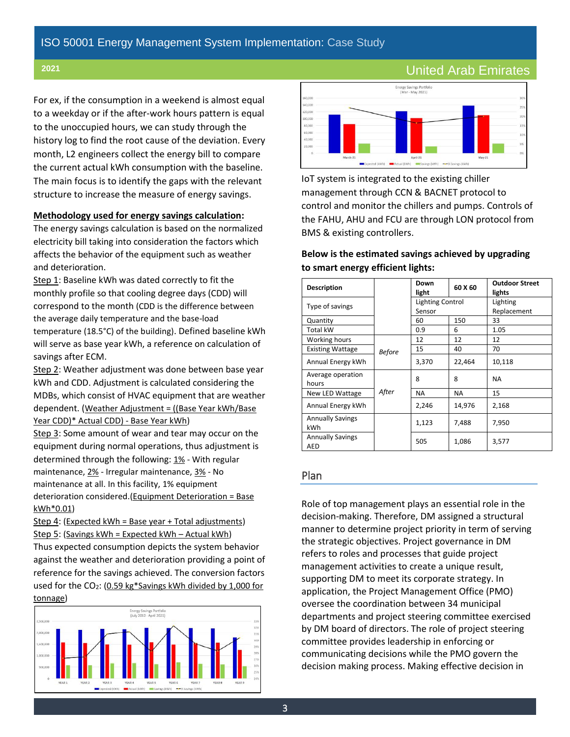For ex, if the consumption in a weekend is almost equal to a weekday or if the after-work hours pattern is equal to the unoccupied hours, we can study through the history log to find the root cause of the deviation. Every month, L2 engineers collect the energy bill to compare the current actual kWh consumption with the baseline. The main focus is to identify the gaps with the relevant structure to increase the measure of energy savings.

**Methodology used for energy savings calculation:**

The energy savings calculation is based on the normalized electricity bill taking into consideration the factors which affects the behavior of the equipment such as weather and deterioration.

Step 1: Baseline kWh was dated correctly to fit the monthly profile so that cooling degree days (CDD) will correspond to the month (CDD is the difference between the average daily temperature and the base-load temperature (18.5°C) of the building). Defined baseline kWh will serve as base year kWh, a reference on calculation of savings after ECM.

Step 2: Weather adjustment was done between base year kWh and CDD. Adjustment is calculated considering the MDBs, which consist of HVAC equipment that are weather dependent. (Weather Adjustment = ((Base Year kWh/Base Year CDD)* Actual CDD) - Base Year kWh)

Step 3: Some amount of wear and tear may occur on the equipment during normal operations, thus adjustment is determined through the following: 1% - With regular maintenance, 2% - Irregular maintenance, 3% - No maintenance at all. In this facility, 1% equipment deterioration considered.(Equipment Deterioration = Base kWh*0.01)

Step 4: (Expected kWh = Base year + Total adjustments)

Step 5: (Savings kWh = Expected kWh – Actual kWh)

Thus expected consumption depicts the system behavior against the weather and deterioration providing a point of reference for the savings achieved. The conversion factors used for the $CO_2$: (0.59 kg*Savings kWh divided by 1,000 for tonnage)

IoT system is integrated to the existing chiller management through CCN & BACNET protocol to control and monitor the chillers and pumps. Controls of the FAHU, AHU and FCU are through LON protocol from BMS & existing controllers.

**Below is the estimated savings achieved by upgrading to smart energy efficient lights:**

| Description | | Down light | 60 X 60 | Outdoor Street lights |
|---|---|---|---|---|
| Type of savings | | Lighting Control Sensor | | Lighting Replacement |
| Quantity | | 60 | 150 | 33 |
| Total kW | | 0.9 | 6 | 1.05 |
| Working hours | *Before* | 12 | 12 | 12 |
| Existing Wattage | *Before* | 15 | 40 | 70 |
| Annual Energy kWh | *Before* | 3,370 | 22,464 | 10,118 |
| Average operation hours | *After* | 8 | 8 | NA |
| New LED Wattage | *After* | NA | NA | 15 |
| Annual Energy kWh | *After* | 2,246 | 14,976 | 2,168 |
| Annually Savings kWh | | 1,123 | 7,488 | 7,950 |
| Annually Savings AED | | 505 | 1,086 | 3,577 |

## Plan

Role of top management plays an essential role in the decision-making. Therefore, DM assigned a structural manner to determine project priority in term of serving the strategic objectives. Project governance in DM refers to roles and processes that guide project management activities to create a unique result, supporting DM to meet its corporate strategy. In application, the Project Management Office (PMO) oversee the coordination between 34 municipal departments and project steering committee exercised by DM board of directors. The role of project steering committee provides leadership in enforcing or communicating decisions while the PMO govern the decision making process. Making effective decision in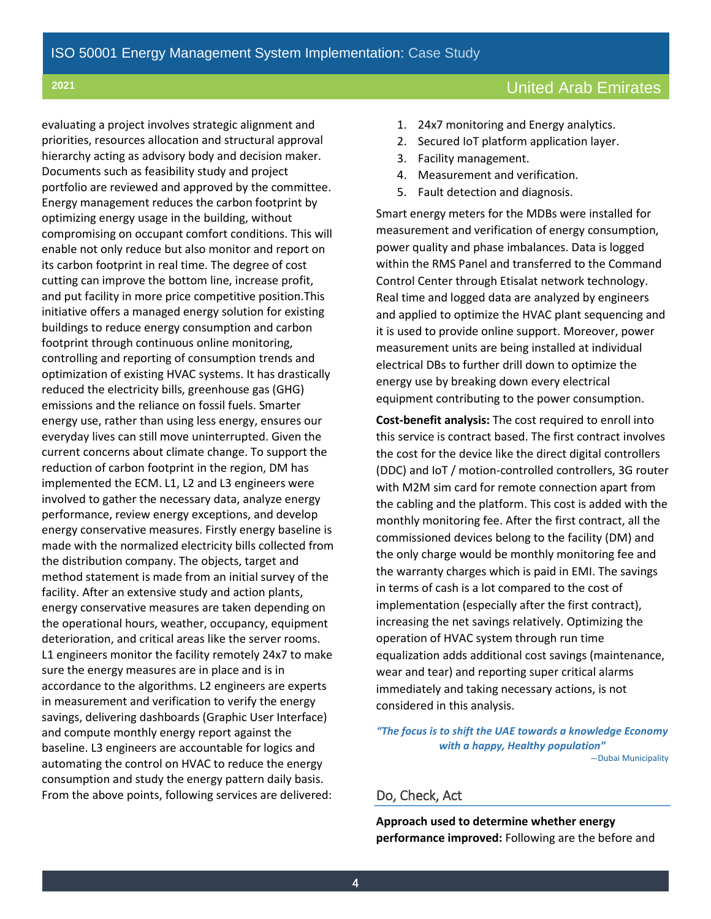evaluating a project involves strategic alignment and priorities, resources allocation and structural approval hierarchy acting as advisory body and decision maker. Documents such as feasibility study and project portfolio are reviewed and approved by the committee. Energy management reduces the carbon footprint by optimizing energy usage in the building, without compromising on occupant comfort conditions. This will enable not only reduce but also monitor and report on its carbon footprint in real time. The degree of cost cutting can improve the bottom line, increase profit, and put facility in more price competitive position.This initiative offers a managed energy solution for existing buildings to reduce energy consumption and carbon footprint through continuous online monitoring, controlling and reporting of consumption trends and optimization of existing HVAC systems. It has drastically reduced the electricity bills, greenhouse gas (GHG) emissions and the reliance on fossil fuels. Smarter energy use, rather than using less energy, ensures our everyday lives can still move uninterrupted. Given the current concerns about climate change. To support the reduction of carbon footprint in the region, DM has implemented the ECM. L1, L2 and L3 engineers were involved to gather the necessary data, analyze energy performance, review energy exceptions, and develop energy conservative measures. Firstly energy baseline is made with the normalized electricity bills collected from the distribution company. The objects, target and method statement is made from an initial survey of the facility. After an extensive study and action plants, energy conservative measures are taken depending on the operational hours, weather, occupancy, equipment deterioration, and critical areas like the server rooms. L1 engineers monitor the facility remotely 24x7 to make sure the energy measures are in place and is in accordance to the algorithms. L2 engineers are experts in measurement and verification to verify the energy savings, delivering dashboards (Graphic User Interface) and compute monthly energy report against the baseline. L3 engineers are accountable for logics and automating the control on HVAC to reduce the energy consumption and study the energy pattern daily basis. From the above points, following services are delivered:

1. 24x7 monitoring and Energy analytics.
2. Secured IoT platform application layer.
3. Facility management.
4. Measurement and verification.
5. Fault detection and diagnosis.

Smart energy meters for the MDBs were installed for measurement and verification of energy consumption, power quality and phase imbalances. Data is logged within the RMS Panel and transferred to the Command Control Center through Etisalat network technology. Real time and logged data are analyzed by engineers and applied to optimize the HVAC plant sequencing and it is used to provide online support. Moreover, power measurement units are being installed at individual electrical DBs to further drill down to optimize the energy use by breaking down every electrical equipment contributing to the power consumption.

**Cost-benefit analysis:** The cost required to enroll into this service is contract based. The first contract involves the cost for the device like the direct digital controllers (DDC) and IoT / motion-controlled controllers, 3G router with M2M sim card for remote connection apart from the cabling and the platform. This cost is added with the monthly monitoring fee. After the first contract, all the commissioned devices belong to the facility (DM) and the only charge would be monthly monitoring fee and the warranty charges which is paid in EMI. The savings in terms of cash is a lot compared to the cost of implementation (especially after the first contract), increasing the net savings relatively. Optimizing the operation of HVAC system through run time equalization adds additional cost savings (maintenance, wear and tear) and reporting super critical alarms immediately and taking necessary actions, is not considered in this analysis.

> ***"The focus is to shift the UAE towards a knowledge Economy with a happy, Healthy population"***
>
> —Dubai Municipality

## Do, Check, Act

**Approach used to determine whether energy performance improved:** Following are the before and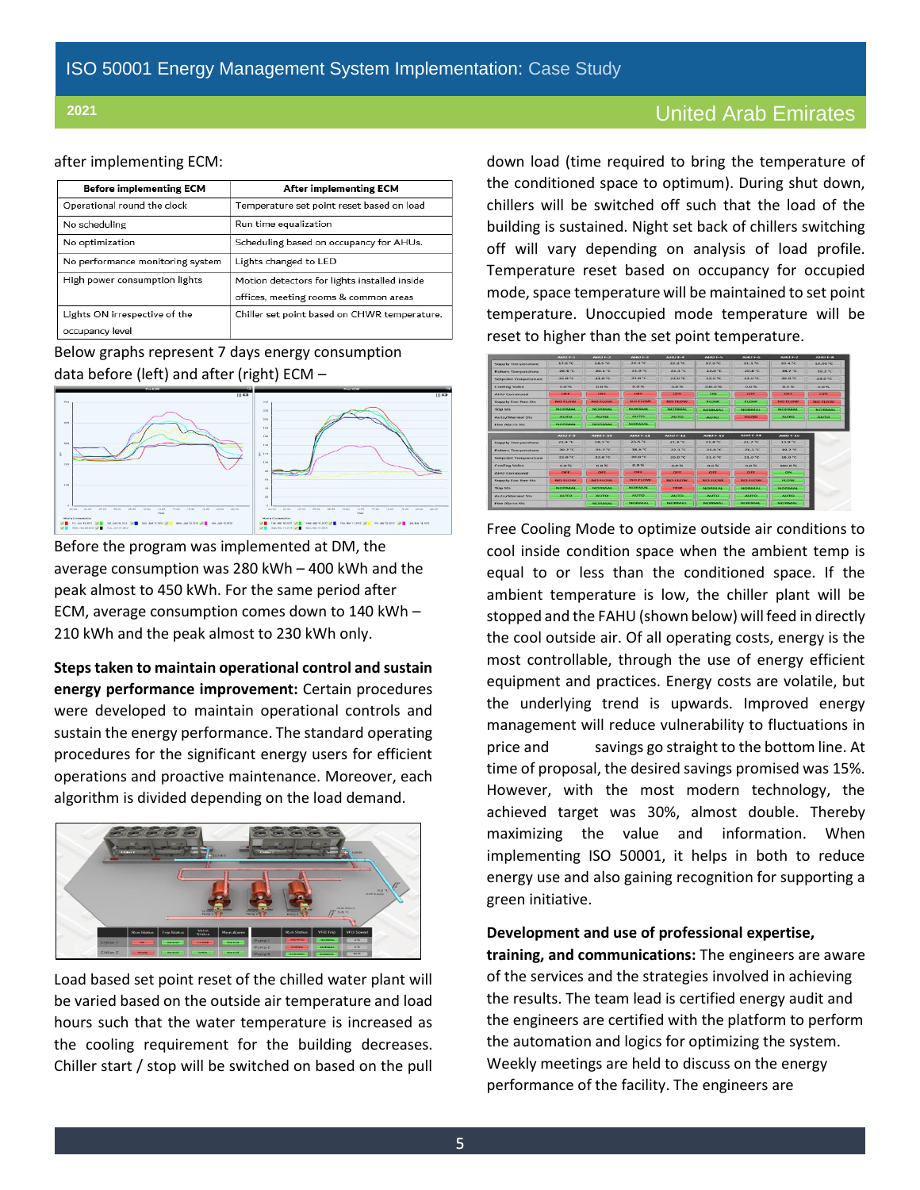after implementing ECM:

| Before implementing ECM | After implementing ECM |
|---|---|
| Operational round the clock | Temperature set point reset based on load |
| No scheduling | Run time equalization |
| No optimization | Scheduling based on occupancy for AHUs. |
| No performance monitoring system | Lights changed to LED |
| High power consumption lights | Motion detectors for lights installed inside offices, meeting rooms & common areas |
| Lights ON irrespective of the occupancy level | Chiller set point based on CHWR temperature. |

Below graphs represent 7 days energy consumption data before (left) and after (right) ECM –

Before the program was implemented at DM, the average consumption was 280 kWh – 400 kWh and the peak almost to 450 kWh. For the same period after ECM, average consumption comes down to 140 kWh – 210 kWh and the peak almost to 230 kWh only.

**Steps taken to maintain operational control and sustain energy performance improvement:** Certain procedures were developed to maintain operational controls and sustain the energy performance. The standard operating procedures for the significant energy users for efficient operations and proactive maintenance. Moreover, each algorithm is divided depending on the load demand.

Load based set point reset of the chilled water plant will be varied based on the outside air temperature and load hours such that the water temperature is increased as the cooling requirement for the building decreases. Chiller start / stop will be switched on based on the pull down load (time required to bring the temperature of the conditioned space to optimum). During shut down, chillers will be switched off such that the load of the building is sustained. Night set back of chillers switching off will vary depending on analysis of load profile. Temperature reset based on occupancy for occupied mode, space temperature will be maintained to set point temperature. Unoccupied mode temperature will be reset to higher than the set point temperature.

Free Cooling Mode to optimize outside air conditions to cool inside condition space when the ambient temp is equal to or less than the conditioned space. If the ambient temperature is low, the chiller plant will be stopped and the FAHU (shown below) will feed in directly the cool outside air. Of all operating costs, energy is the most controllable, through the use of energy efficient equipment and practices. Energy costs are volatile, but the underlying trend is upwards. Improved energy management will reduce vulnerability to fluctuations in price and savings go straight to the bottom line. At time of proposal, the desired savings promised was 15%. However, with the most modern technology, the achieved target was 30%, almost double. Thereby maximizing the value and information. When implementing ISO 50001, it helps in both to reduce energy use and also gaining recognition for supporting a green initiative.

**Development and use of professional expertise, training, and communications:** The engineers are aware of the services and the strategies involved in achieving the results. The team lead is certified energy audit and the engineers are certified with the platform to perform the automation and logics for optimizing the system. Weekly meetings are held to discuss on the energy performance of the facility. The engineers are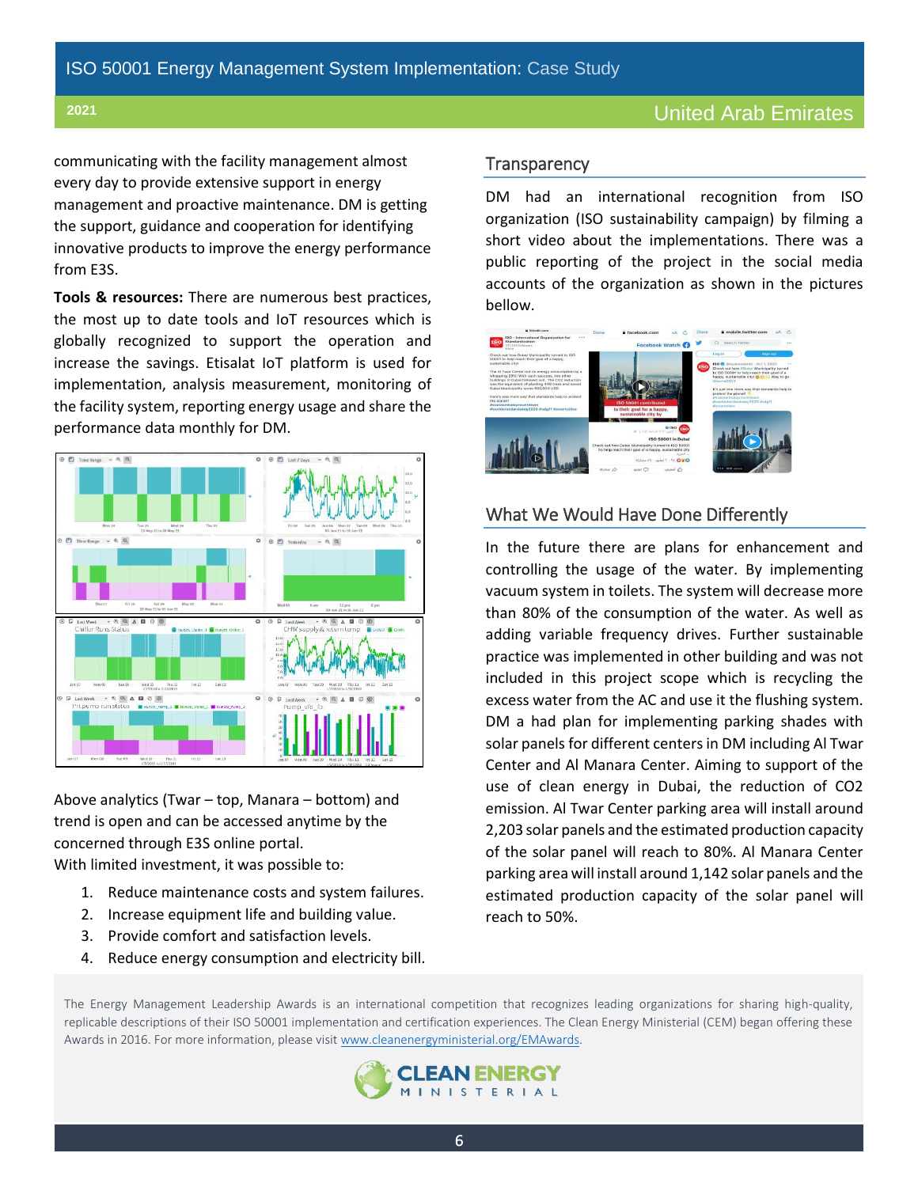communicating with the facility management almost every day to provide extensive support in energy management and proactive maintenance. DM is getting the support, guidance and cooperation for identifying innovative products to improve the energy performance from E3S.

**Tools & resources:** There are numerous best practices, the most up to date tools and IoT resources which is globally recognized to support the operation and increase the savings. Etisalat IoT platform is used for implementation, analysis measurement, monitoring of the facility system, reporting energy usage and share the performance data monthly for DM.

Above analytics (Twar – top, Manara – bottom) and trend is open and can be accessed anytime by the concerned through E3S online portal.

With limited investment, it was possible to:

1. Reduce maintenance costs and system failures.
2. Increase equipment life and building value.
3. Provide comfort and satisfaction levels.
4. Reduce energy consumption and electricity bill.

## Transparency

DM had an international recognition from ISO organization (ISO sustainability campaign) by filming a short video about the implementations. There was a public reporting of the project in the social media accounts of the organization as shown in the pictures bellow.

## What We Would Have Done Differently

In the future there are plans for enhancement and controlling the usage of the water. By implementing vacuum system in toilets. The system will decrease more than 80% of the consumption of the water. As well as adding variable frequency drives. Further sustainable practice was implemented in other building and was not included in this project scope which is recycling the excess water from the AC and use it the flushing system. DM a had plan for implementing parking shades with solar panels for different centers in DM including Al Twar Center and Al Manara Center. Aiming to support of the use of clean energy in Dubai, the reduction of CO2 emission. Al Twar Center parking area will install around 2,203 solar panels and the estimated production capacity of the solar panel will reach to 80%. Al Manara Center parking area will install around 1,142 solar panels and the estimated production capacity of the solar panel will reach to 50%.

The Energy Management Leadership Awards is an international competition that recognizes leading organizations for sharing high-quality, replicable descriptions of their ISO 50001 implementation and certification experiences. The Clean Energy Ministerial (CEM) began offering these Awards in 2016. For more information, please visit www.cleanenergyministerial.org/EMAwards.